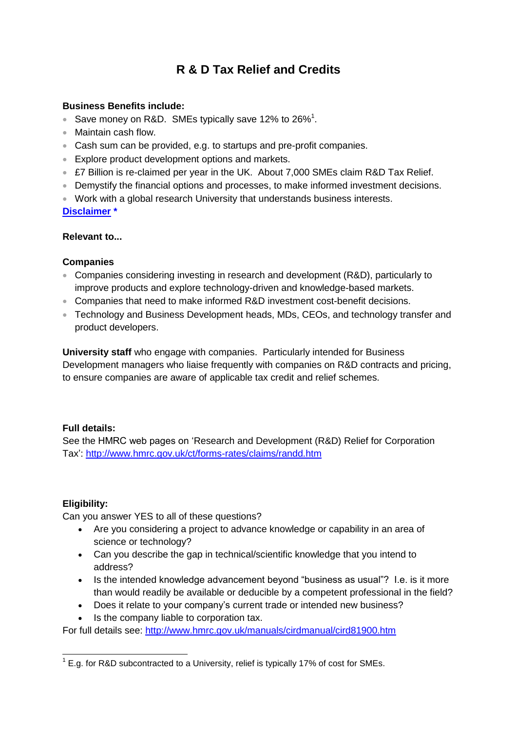# R & D Tax Relief and Credits

**Business Benefits include:**

- Save money on R&D. SMEs typically save 12% to 26%[1].
- Maintain cash flow.
- Cash sum can be provided, e.g. to startups and pre-profit companies.
- Explore product development options and markets.
- £7 Billion is re-claimed per year in the UK. About 7,000 SMEs claim R&D Tax Relief.
- Demystify the financial options and processes, to make informed investment decisions.
- Work with a global research University that understands business interests.

**[Disclaimer](#) ***

**Relevant to...**

**Companies**

- Companies considering investing in research and development (R&D), particularly to improve products and explore technology-driven and knowledge-based markets.
- Companies that need to make informed R&D investment cost-benefit decisions.
- Technology and Business Development heads, MDs, CEOs, and technology transfer and product developers.

**University staff** who engage with companies. Particularly intended for Business Development managers who liaise frequently with companies on R&D contracts and pricing, to ensure companies are aware of applicable tax credit and relief schemes.

**Full details:**

See the HMRC web pages on 'Research and Development (R&D) Relief for Corporation Tax': http://www.hmrc.gov.uk/ct/forms-rates/claims/randd.htm

**Eligibility:**

Can you answer YES to all of these questions?

- Are you considering a project to advance knowledge or capability in an area of science or technology?
- Can you describe the gap in technical/scientific knowledge that you intend to address?
- Is the intended knowledge advancement beyond "business as usual"? I.e. is it more than would readily be available or deducible by a competent professional in the field?
- Does it relate to your company's current trade or intended new business?
- Is the company liable to corporation tax.

For full details see: http://www.hmrc.gov.uk/manuals/cirdmanual/cird81900.htm

[1] E.g. for R&D subcontracted to a University, relief is typically 17% of cost for SMEs.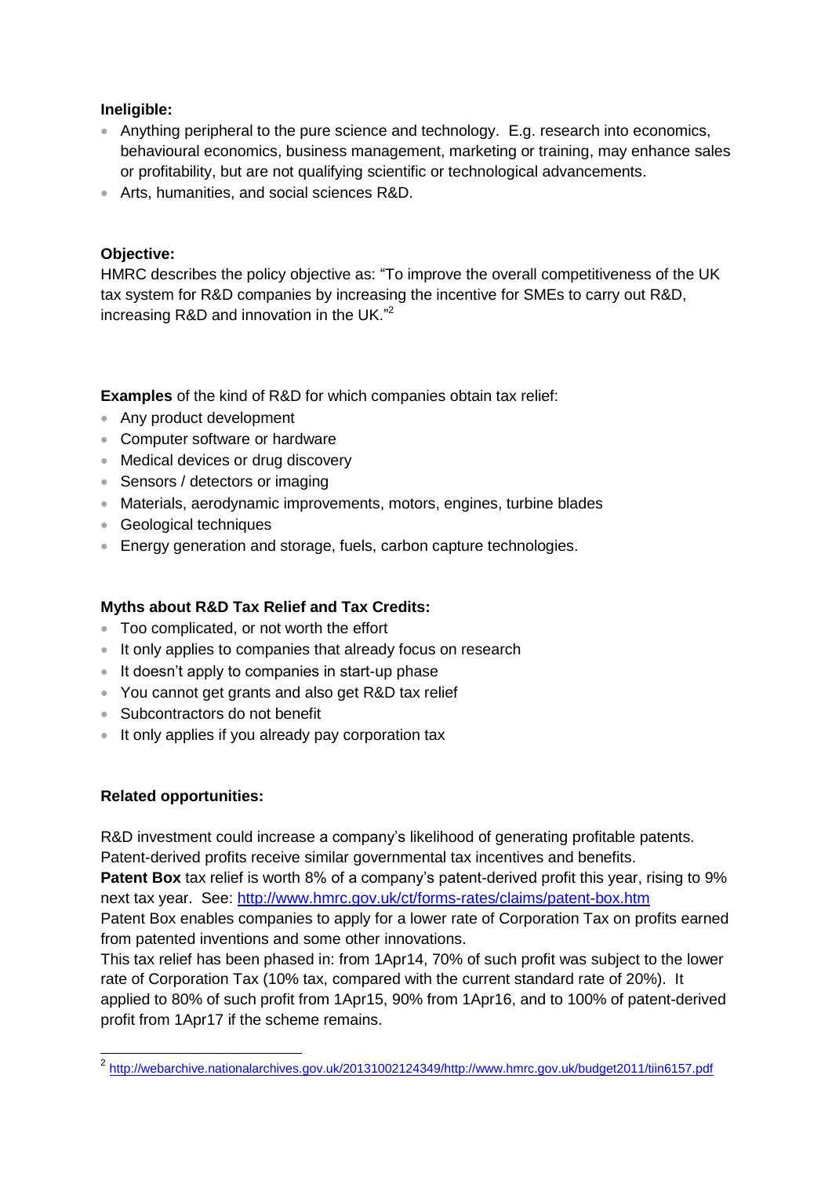**Ineligible:**

- Anything peripheral to the pure science and technology. E.g. research into economics, behavioural economics, business management, marketing or training, may enhance sales or profitability, but are not qualifying scientific or technological advancements.
- Arts, humanities, and social sciences R&D.

**Objective:**

HMRC describes the policy objective as: "To improve the overall competitiveness of the UK tax system for R&D companies by increasing the incentive for SMEs to carry out R&D, increasing R&D and innovation in the UK."[2]

**Examples** of the kind of R&D for which companies obtain tax relief:

- Any product development
- Computer software or hardware
- Medical devices or drug discovery
- Sensors / detectors or imaging
- Materials, aerodynamic improvements, motors, engines, turbine blades
- Geological techniques
- Energy generation and storage, fuels, carbon capture technologies.

**Myths about R&D Tax Relief and Tax Credits:**

- Too complicated, or not worth the effort
- It only applies to companies that already focus on research
- It doesn't apply to companies in start-up phase
- You cannot get grants and also get R&D tax relief
- Subcontractors do not benefit
- It only applies if you already pay corporation tax

**Related opportunities:**

R&D investment could increase a company's likelihood of generating profitable patents. Patent-derived profits receive similar governmental tax incentives and benefits.

**Patent Box** tax relief is worth 8% of a company's patent-derived profit this year, rising to 9% next tax year. See: http://www.hmrc.gov.uk/ct/forms-rates/claims/patent-box.htm

Patent Box enables companies to apply for a lower rate of Corporation Tax on profits earned from patented inventions and some other innovations.

This tax relief has been phased in: from 1Apr14, 70% of such profit was subject to the lower rate of Corporation Tax (10% tax, compared with the current standard rate of 20%). It applied to 80% of such profit from 1Apr15, 90% from 1Apr16, and to 100% of patent-derived profit from 1Apr17 if the scheme remains.

---

[2] http://webarchive.nationalarchives.gov.uk/20131002124349/http://www.hmrc.gov.uk/budget2011/tiin6157.pdf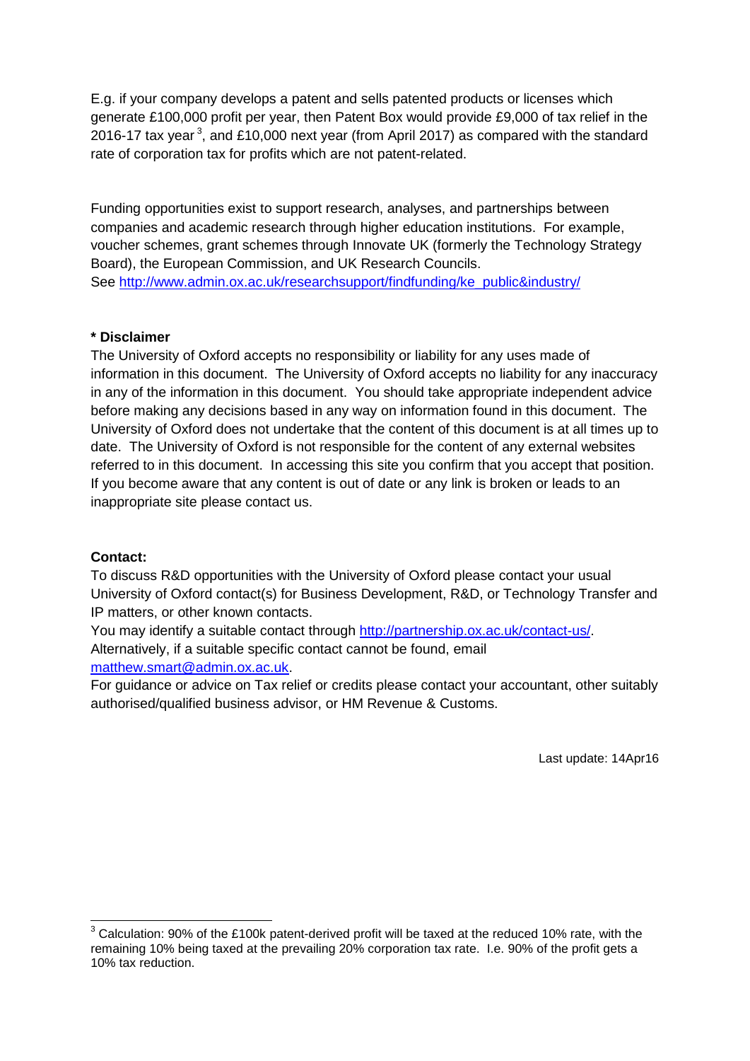E.g. if your company develops a patent and sells patented products or licenses which generate £100,000 profit per year, then Patent Box would provide £9,000 of tax relief in the 2016-17 tax year [3], and £10,000 next year (from April 2017) as compared with the standard rate of corporation tax for profits which are not patent-related.

Funding opportunities exist to support research, analyses, and partnerships between companies and academic research through higher education institutions. For example, voucher schemes, grant schemes through Innovate UK (formerly the Technology Strategy Board), the European Commission, and UK Research Councils.
See [http://www.admin.ox.ac.uk/researchsupport/findfunding/ke_public&industry/](http://www.admin.ox.ac.uk/researchsupport/findfunding/ke_public&industry/)

**\* Disclaimer**

The University of Oxford accepts no responsibility or liability for any uses made of information in this document. The University of Oxford accepts no liability for any inaccuracy in any of the information in this document. You should take appropriate independent advice before making any decisions based in any way on information found in this document. The University of Oxford does not undertake that the content of this document is at all times up to date. The University of Oxford is not responsible for the content of any external websites referred to in this document. In accessing this site you confirm that you accept that position. If you become aware that any content is out of date or any link is broken or leads to an inappropriate site please contact us.

**Contact:**

To discuss R&D opportunities with the University of Oxford please contact your usual University of Oxford contact(s) for Business Development, R&D, or Technology Transfer and IP matters, or other known contacts.
You may identify a suitable contact through [http://partnership.ox.ac.uk/contact-us/](http://partnership.ox.ac.uk/contact-us/).
Alternatively, if a suitable specific contact cannot be found, email [matthew.smart@admin.ox.ac.uk](mailto:matthew.smart@admin.ox.ac.uk).
For guidance or advice on Tax relief or credits please contact your accountant, other suitably authorised/qualified business advisor, or HM Revenue & Customs.

Last update: 14Apr16

---

[3] Calculation: 90% of the £100k patent-derived profit will be taxed at the reduced 10% rate, with the remaining 10% being taxed at the prevailing 20% corporation tax rate. I.e. 90% of the profit gets a 10% tax reduction.